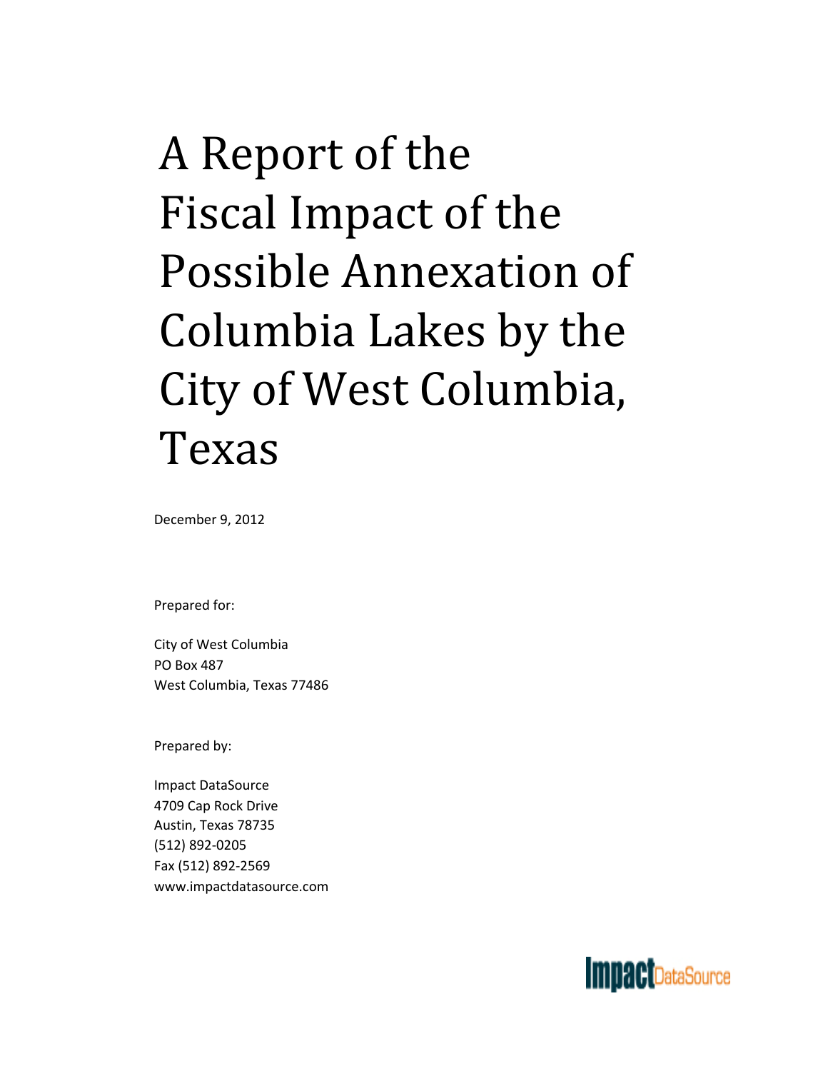# A Report of the Fiscal Impact of the Possible Annexation of Columbia Lakes by the City of West Columbia, Texas

December 9, 2012

Prepared for:

City of West Columbia
PO Box 487
West Columbia, Texas 77486

Prepared by:

Impact DataSource
4709 Cap Rock Drive
Austin, Texas 78735
(512) 892-0205
Fax (512) 892-2569
www.impactdatasource.com

Impact DataSource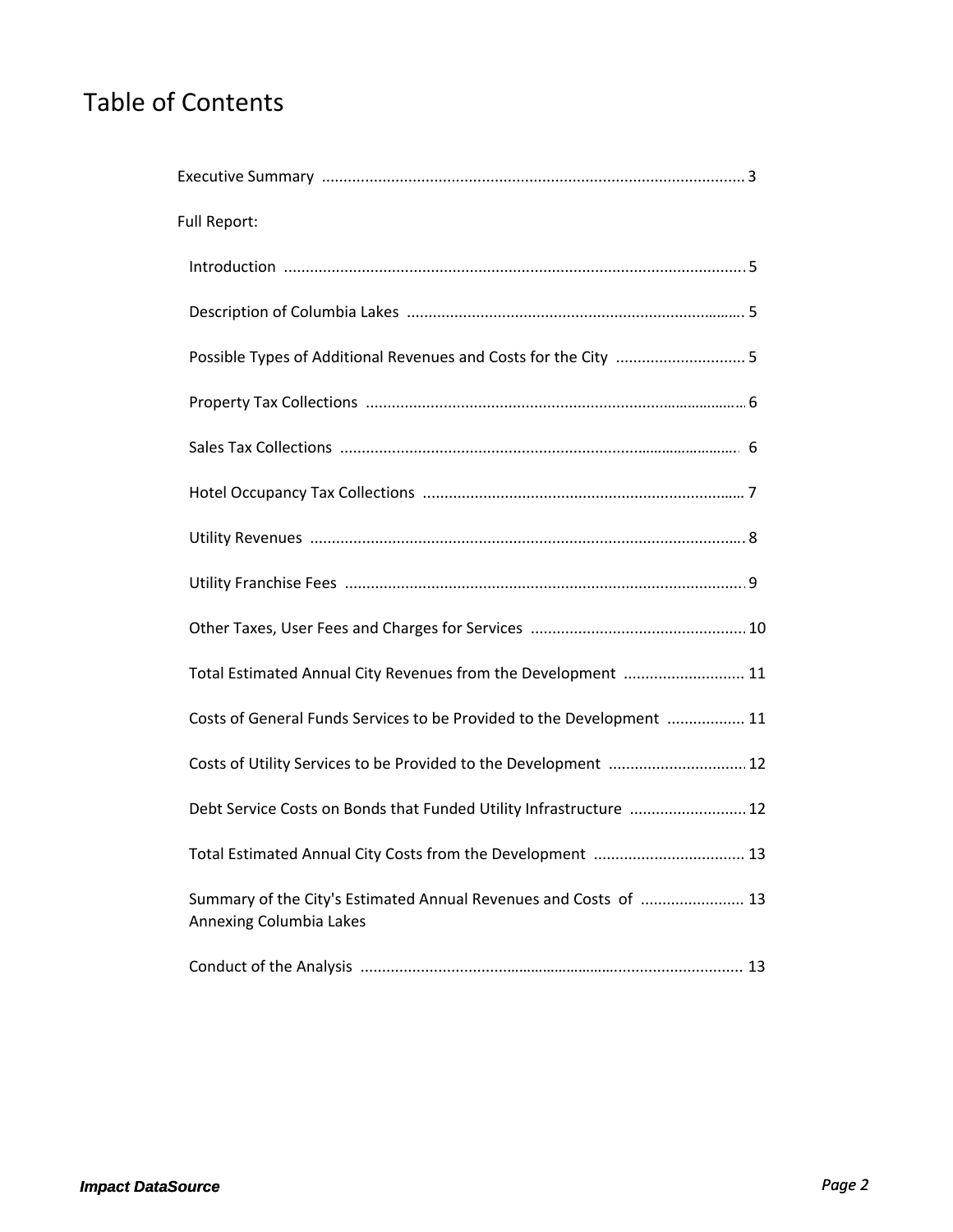# Table of Contents

Executive Summary .......... 3

Full Report:

- Introduction .......... 5
- Description of Columbia Lakes .......... 5
- Possible Types of Additional Revenues and Costs for the City .......... 5
- Property Tax Collections .......... 6
- Sales Tax Collections .......... 6
- Hotel Occupancy Tax Collections .......... 7
- Utility Revenues .......... 8
- Utility Franchise Fees .......... 9
- Other Taxes, User Fees and Charges for Services .......... 10
- Total Estimated Annual City Revenues from the Development .......... 11
- Costs of General Funds Services to be Provided to the Development .......... 11
- Costs of Utility Services to be Provided to the Development .......... 12
- Debt Service Costs on Bonds that Funded Utility Infrastructure .......... 12
- Total Estimated Annual City Costs from the Development .......... 13
- Summary of the City's Estimated Annual Revenues and Costs of Annexing Columbia Lakes .......... 13
- Conduct of the Analysis .......... 13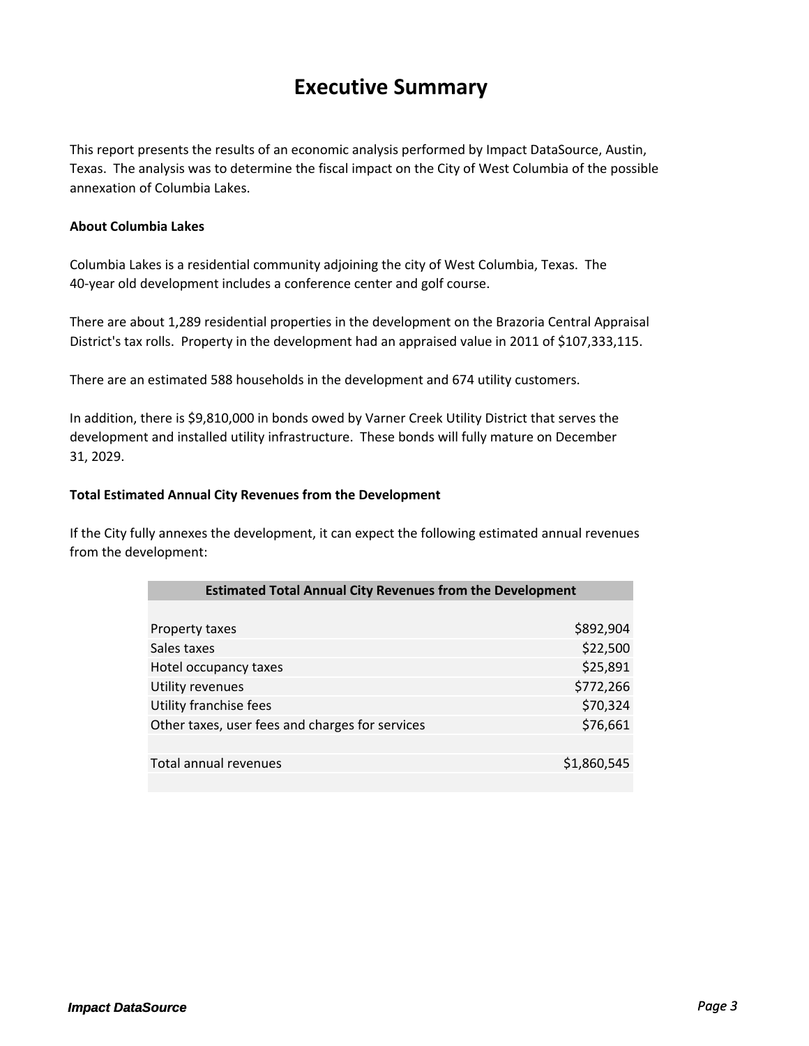# Executive Summary

This report presents the results of an economic analysis performed by Impact DataSource, Austin, Texas. The analysis was to determine the fiscal impact on the City of West Columbia of the possible annexation of Columbia Lakes.

**About Columbia Lakes**

Columbia Lakes is a residential community adjoining the city of West Columbia, Texas. The 40-year old development includes a conference center and golf course.

There are about 1,289 residential properties in the development on the Brazoria Central Appraisal District's tax rolls. Property in the development had an appraised value in 2011 of $107,333,115.

There are an estimated 588 households in the development and 674 utility customers.

In addition, there is $9,810,000 in bonds owed by Varner Creek Utility District that serves the development and installed utility infrastructure. These bonds will fully mature on December 31, 2029.

**Total Estimated Annual City Revenues from the Development**

If the City fully annexes the development, it can expect the following estimated annual revenues from the development:

| Estimated Total Annual City Revenues from the Development | |
|---|---|
| Property taxes | $892,904 |
| Sales taxes | $22,500 |
| Hotel occupancy taxes | $25,891 |
| Utility revenues | $772,266 |
| Utility franchise fees | $70,324 |
| Other taxes, user fees and charges for services | $76,661 |
| | |
| Total annual revenues | $1,860,545 |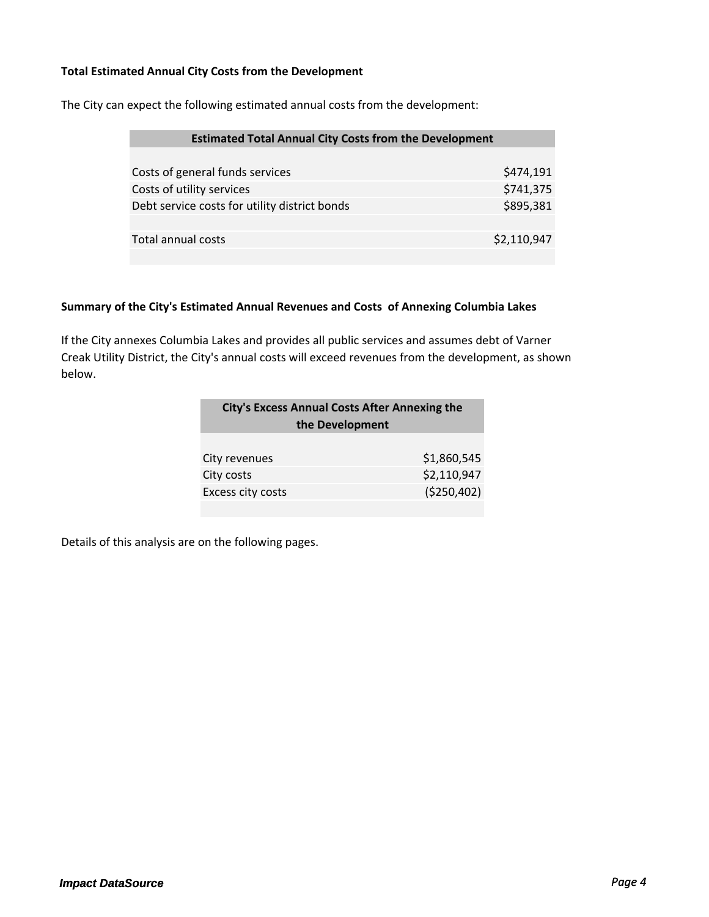**Total Estimated Annual City Costs from the Development**

The City can expect the following estimated annual costs from the development:

| Estimated Total Annual City Costs from the Development | |
|---|---|
| Costs of general funds services | $474,191 |
| Costs of utility services | $741,375 |
| Debt service costs for utility district bonds | $895,381 |
| | |
| Total annual costs | $2,110,947 |

**Summary of the City's Estimated Annual Revenues and Costs of Annexing Columbia Lakes**

If the City annexes Columbia Lakes and provides all public services and assumes debt of Varner Creek Utility District, the City's annual costs will exceed revenues from the development, as shown below.

| City's Excess Annual Costs After Annexing the the Development | |
|---|---|
| City revenues | $1,860,545 |
| City costs | $2,110,947 |
| Excess city costs | ($250,402) |

Details of this analysis are on the following pages.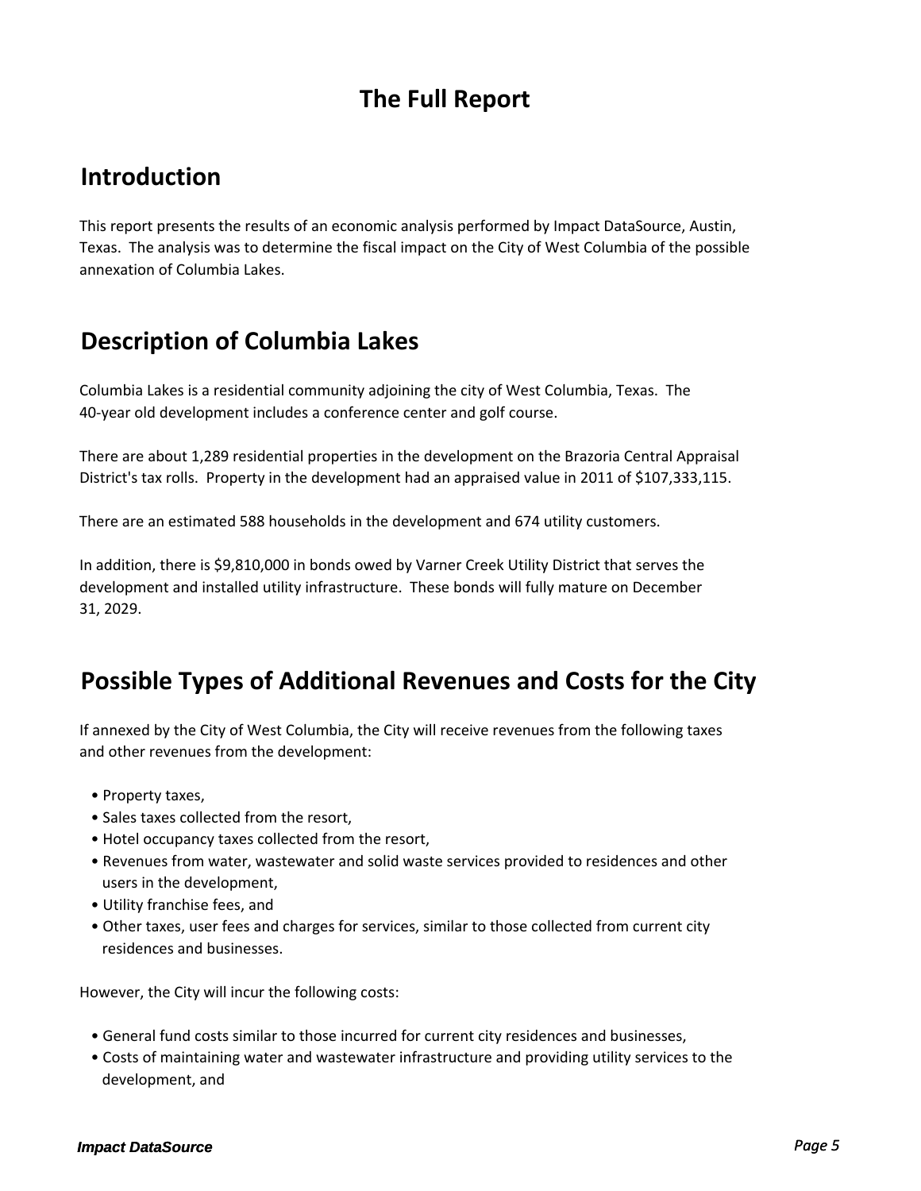# The Full Report

## Introduction

This report presents the results of an economic analysis performed by Impact DataSource, Austin, Texas. The analysis was to determine the fiscal impact on the City of West Columbia of the possible annexation of Columbia Lakes.

## Description of Columbia Lakes

Columbia Lakes is a residential community adjoining the city of West Columbia, Texas. The 40-year old development includes a conference center and golf course.

There are about 1,289 residential properties in the development on the Brazoria Central Appraisal District's tax rolls. Property in the development had an appraised value in 2011 of $107,333,115.

There are an estimated 588 households in the development and 674 utility customers.

In addition, there is $9,810,000 in bonds owed by Varner Creek Utility District that serves the development and installed utility infrastructure. These bonds will fully mature on December 31, 2029.

## Possible Types of Additional Revenues and Costs for the City

If annexed by the City of West Columbia, the City will receive revenues from the following taxes and other revenues from the development:

- Property taxes,
- Sales taxes collected from the resort,
- Hotel occupancy taxes collected from the resort,
- Revenues from water, wastewater and solid waste services provided to residences and other users in the development,
- Utility franchise fees, and
- Other taxes, user fees and charges for services, similar to those collected from current city residences and businesses.

However, the City will incur the following costs:

- General fund costs similar to those incurred for current city residences and businesses,
- Costs of maintaining water and wastewater infrastructure and providing utility services to the development, and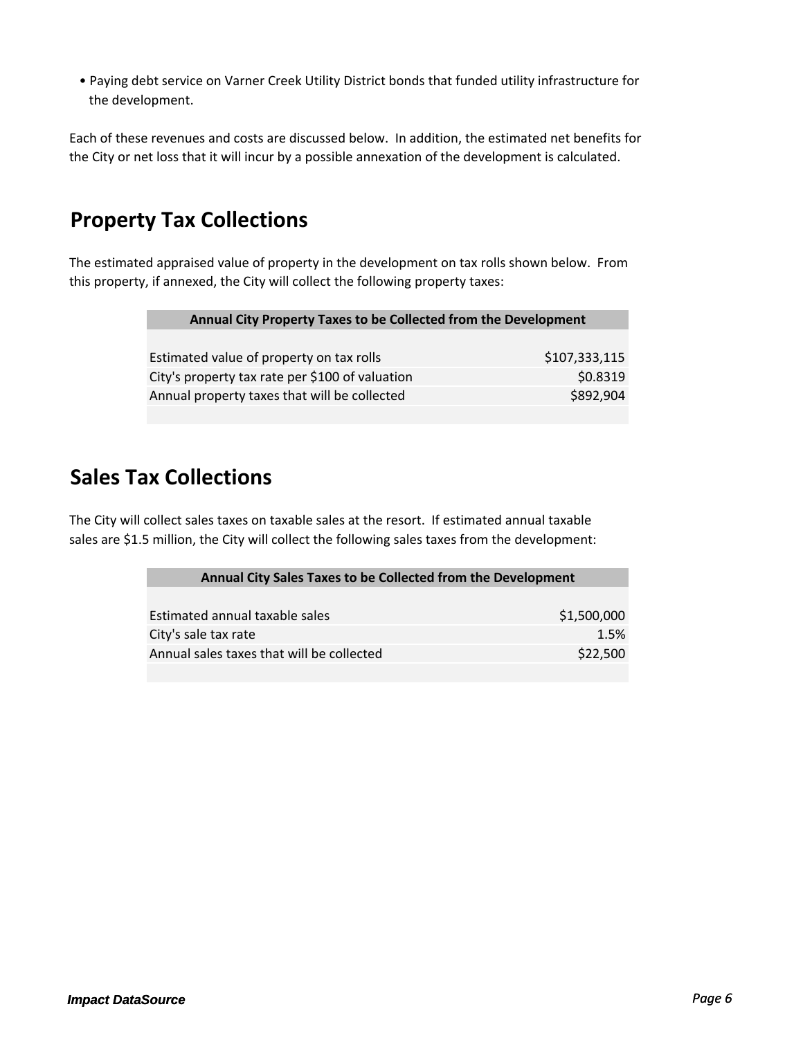- Paying debt service on Varner Creek Utility District bonds that funded utility infrastructure for the development.

Each of these revenues and costs are discussed below. In addition, the estimated net benefits for the City or net loss that it will incur by a possible annexation of the development is calculated.

## Property Tax Collections

The estimated appraised value of property in the development on tax rolls shown below. From this property, if annexed, the City will collect the following property taxes:

| Annual City Property Taxes to be Collected from the Development | |
|---|---|
| Estimated value of property on tax rolls | $107,333,115 |
| City's property tax rate per $100 of valuation | $0.8319 |
| Annual property taxes that will be collected | $892,904 |

## Sales Tax Collections

The City will collect sales taxes on taxable sales at the resort. If estimated annual taxable sales are $1.5 million, the City will collect the following sales taxes from the development:

| Annual City Sales Taxes to be Collected from the Development | |
|---|---|
| Estimated annual taxable sales | $1,500,000 |
| City's sale tax rate | 1.5% |
| Annual sales taxes that will be collected | $22,500 |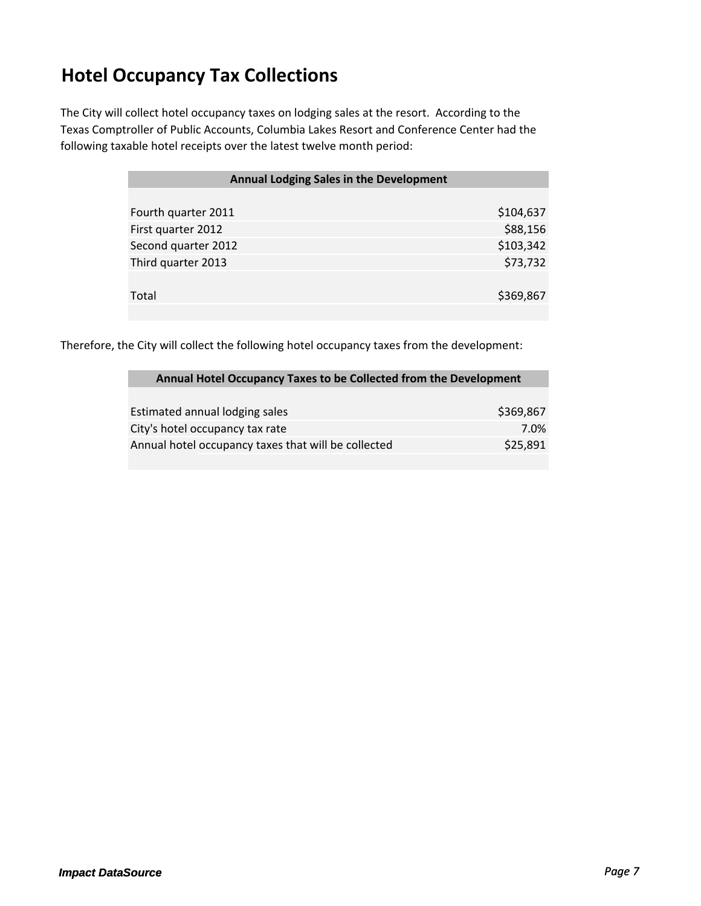# Hotel Occupancy Tax Collections

The City will collect hotel occupancy taxes on lodging sales at the resort. According to the Texas Comptroller of Public Accounts, Columbia Lakes Resort and Conference Center had the following taxable hotel receipts over the latest twelve month period:

| Annual Lodging Sales in the Development | |
|---|---|
| Fourth quarter 2011 | $104,637 |
| First quarter 2012 | $88,156 |
| Second quarter 2012 | $103,342 |
| Third quarter 2013 | $73,732 |
| Total | $369,867 |

Therefore, the City will collect the following hotel occupancy taxes from the development:

| Annual Hotel Occupancy Taxes to be Collected from the Development | |
|---|---|
| Estimated annual lodging sales | $369,867 |
| City's hotel occupancy tax rate | 7.0% |
| Annual hotel occupancy taxes that will be collected | $25,891 |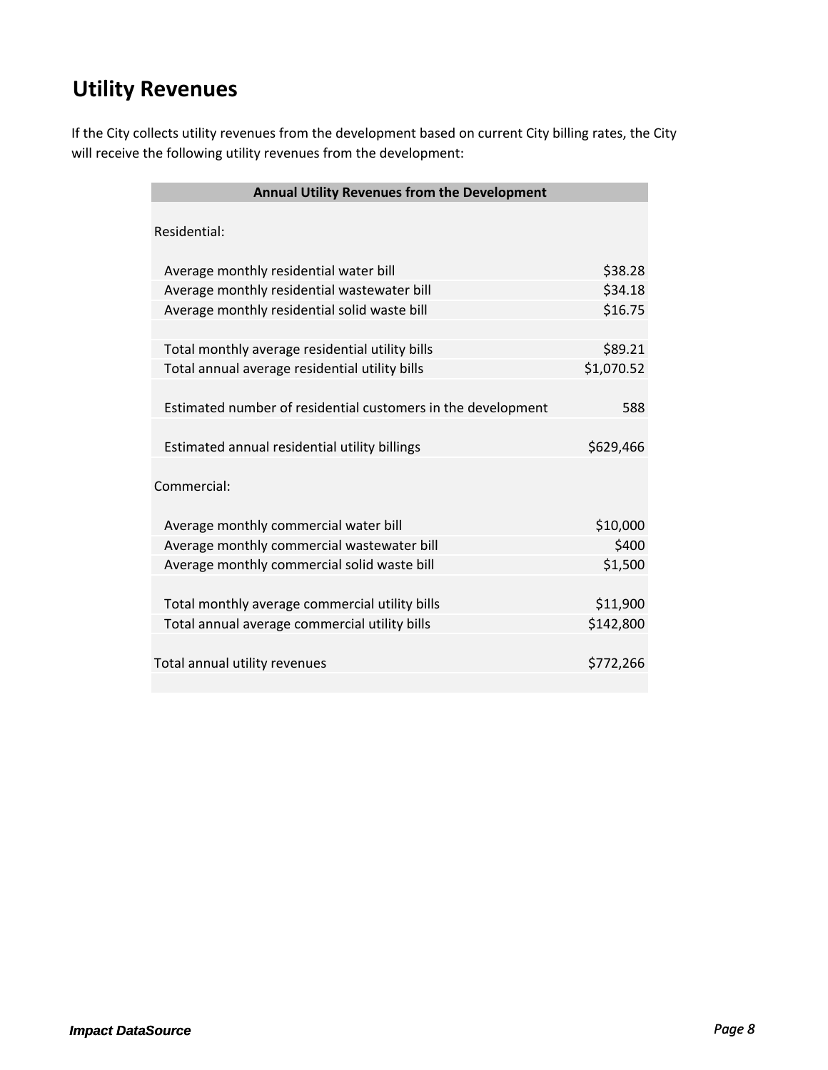## Utility Revenues

If the City collects utility revenues from the development based on current City billing rates, the City will receive the following utility revenues from the development:

| Annual Utility Revenues from the Development | |
|---|---|
| Residential: | |
| Average monthly residential water bill | $38.28 |
| Average monthly residential wastewater bill | $34.18 |
| Average monthly residential solid waste bill | $16.75 |
| | |
| Total monthly average residential utility bills | $89.21 |
| Total annual average residential utility bills | $1,070.52 |
| | |
| Estimated number of residential customers in the development | 588 |
| | |
| Estimated annual residential utility billings | $629,466 |
| | |
| Commercial: | |
| Average monthly commercial water bill | $10,000 |
| Average monthly commercial wastewater bill | $400 |
| Average monthly commercial solid waste bill | $1,500 |
| | |
| Total monthly average commercial utility bills | $11,900 |
| Total annual average commercial utility bills | $142,800 |
| | |
| Total annual utility revenues | $772,266 |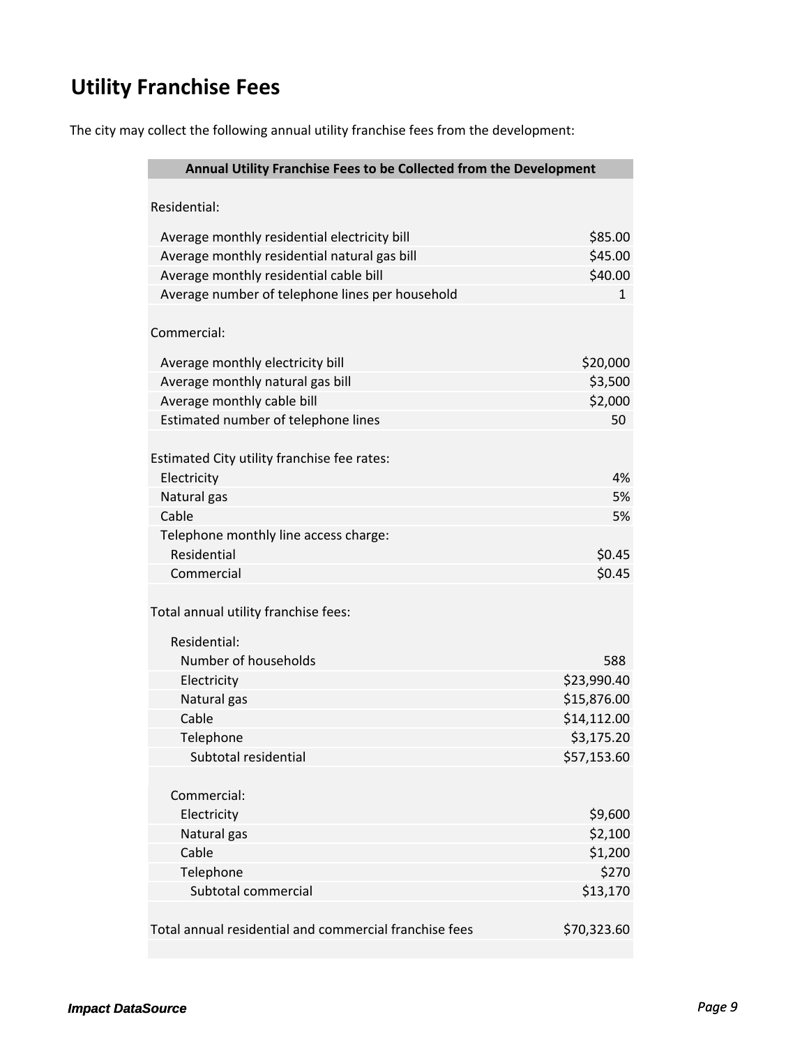## Utility Franchise Fees

The city may collect the following annual utility franchise fees from the development:

| Annual Utility Franchise Fees to be Collected from the Development | |
|---|---|
| Residential: | |
| Average monthly residential electricity bill | $85.00 |
| Average monthly residential natural gas bill | $45.00 |
| Average monthly residential cable bill | $40.00 |
| Average number of telephone lines per household | 1 |
| Commercial: | |
| Average monthly electricity bill | $20,000 |
| Average monthly natural gas bill | $3,500 |
| Average monthly cable bill | $2,000 |
| Estimated number of telephone lines | 50 |
| Estimated City utility franchise fee rates: | |
| Electricity | 4% |
| Natural gas | 5% |
| Cable | 5% |
| Telephone monthly line access charge: | |
| Residential | $0.45 |
| Commercial | $0.45 |
| Total annual utility franchise fees: | |
| Residential: | |
| Number of households | 588 |
| Electricity | $23,990.40 |
| Natural gas | $15,876.00 |
| Cable | $14,112.00 |
| Telephone | $3,175.20 |
| Subtotal residential | $57,153.60 |
| Commercial: | |
| Electricity | $9,600 |
| Natural gas | $2,100 |
| Cable | $1,200 |
| Telephone | $270 |
| Subtotal commercial | $13,170 |
| Total annual residential and commercial franchise fees | $70,323.60 |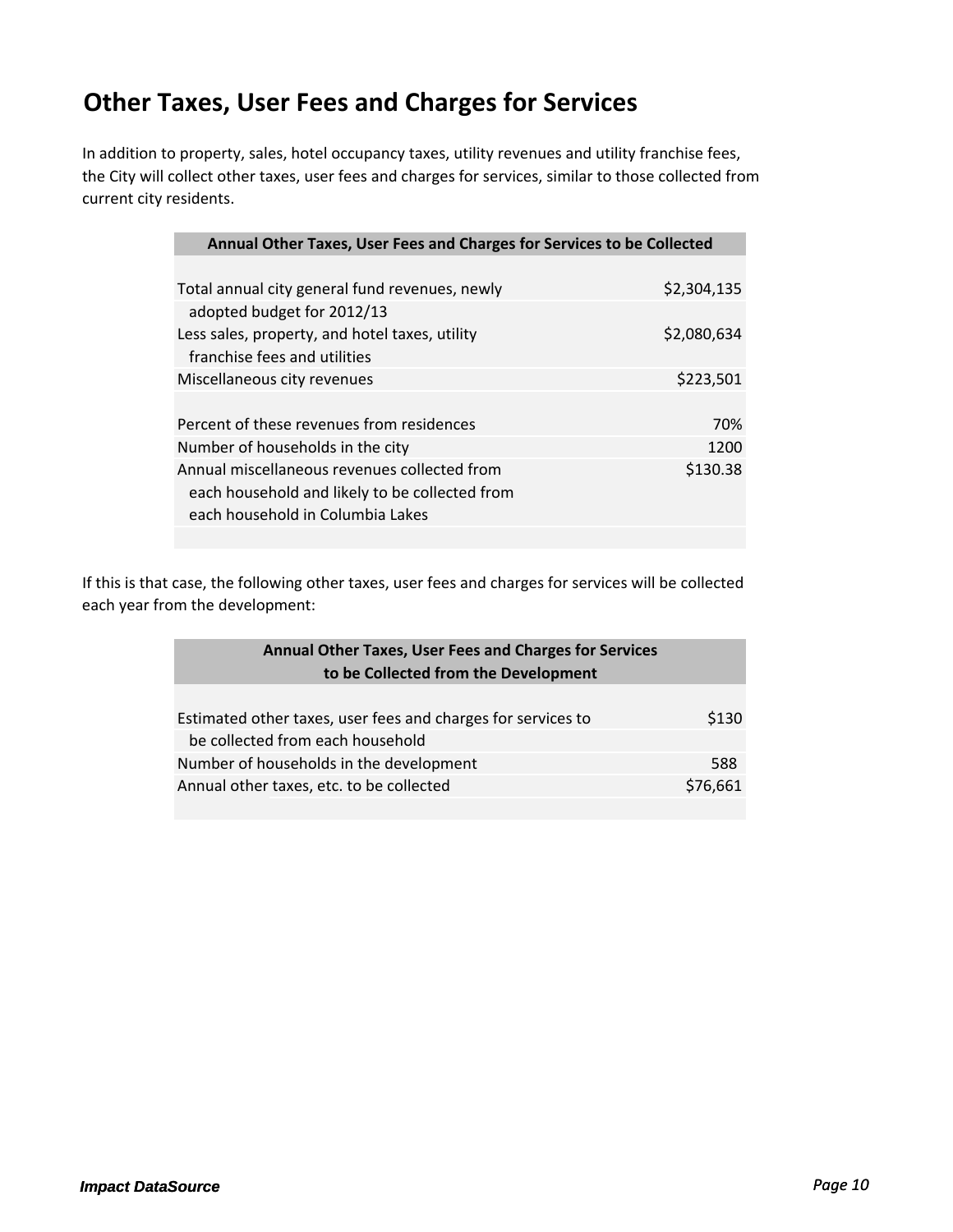# Other Taxes, User Fees and Charges for Services

In addition to property, sales, hotel occupancy taxes, utility revenues and utility franchise fees, the City will collect other taxes, user fees and charges for services, similar to those collected from current city residents.

| Annual Other Taxes, User Fees and Charges for Services to be Collected | |
|---|---|
| Total annual city general fund revenues, newly adopted budget for 2012/13 | $2,304,135 |
| Less sales, property, and hotel taxes, utility franchise fees and utilities | $2,080,634 |
| Miscellaneous city revenues | $223,501 |
| | |
| Percent of these revenues from residences | 70% |
| Number of households in the city | 1200 |
| Annual miscellaneous revenues collected from each household and likely to be collected from each household in Columbia Lakes | $130.38 |

If this is that case, the following other taxes, user fees and charges for services will be collected each year from the development:

| Annual Other Taxes, User Fees and Charges for Services to be Collected from the Development | |
|---|---|
| Estimated other taxes, user fees and charges for services to be collected from each household | $130 |
| Number of households in the development | 588 |
| Annual other taxes, etc. to be collected | $76,661 |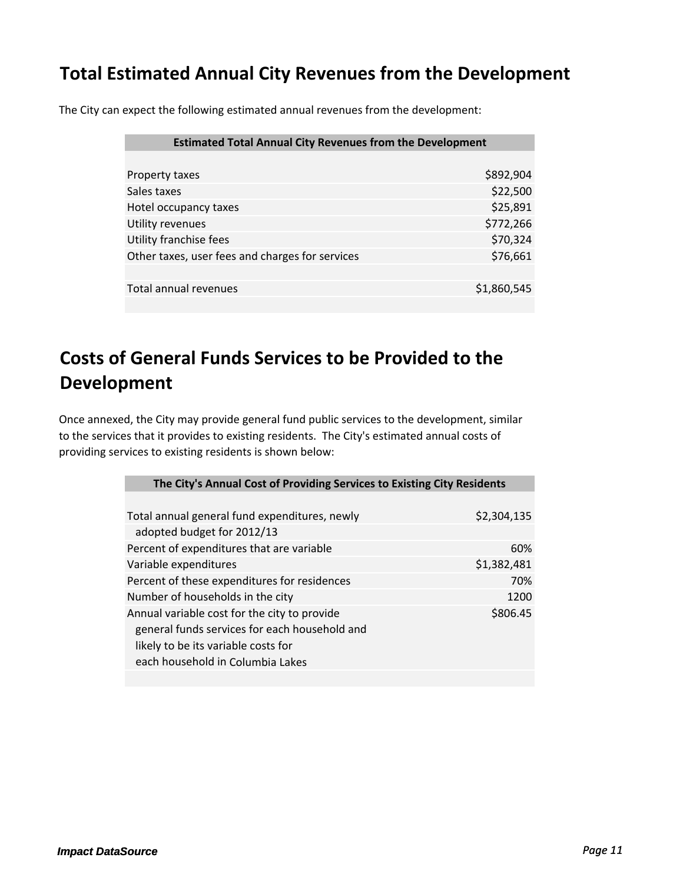## Total Estimated Annual City Revenues from the Development

The City can expect the following estimated annual revenues from the development:

| Estimated Total Annual City Revenues from the Development | |
|---|---|
| Property taxes | $892,904 |
| Sales taxes | $22,500 |
| Hotel occupancy taxes | $25,891 |
| Utility revenues | $772,266 |
| Utility franchise fees | $70,324 |
| Other taxes, user fees and charges for services | $76,661 |
| | |
| Total annual revenues | $1,860,545 |

## Costs of General Funds Services to be Provided to the Development

Once annexed, the City may provide general fund public services to the development, similar to the services that it provides to existing residents. The City's estimated annual costs of providing services to existing residents is shown below:

| The City's Annual Cost of Providing Services to Existing City Residents | |
|---|---|
| Total annual general fund expenditures, newly adopted budget for 2012/13 | $2,304,135 |
| Percent of expenditures that are variable | 60% |
| Variable expenditures | $1,382,481 |
| Percent of these expenditures for residences | 70% |
| Number of households in the city | 1200 |
| Annual variable cost for the city to provide general funds services for each household and likely to be its variable costs for each household in Columbia Lakes | $806.45 |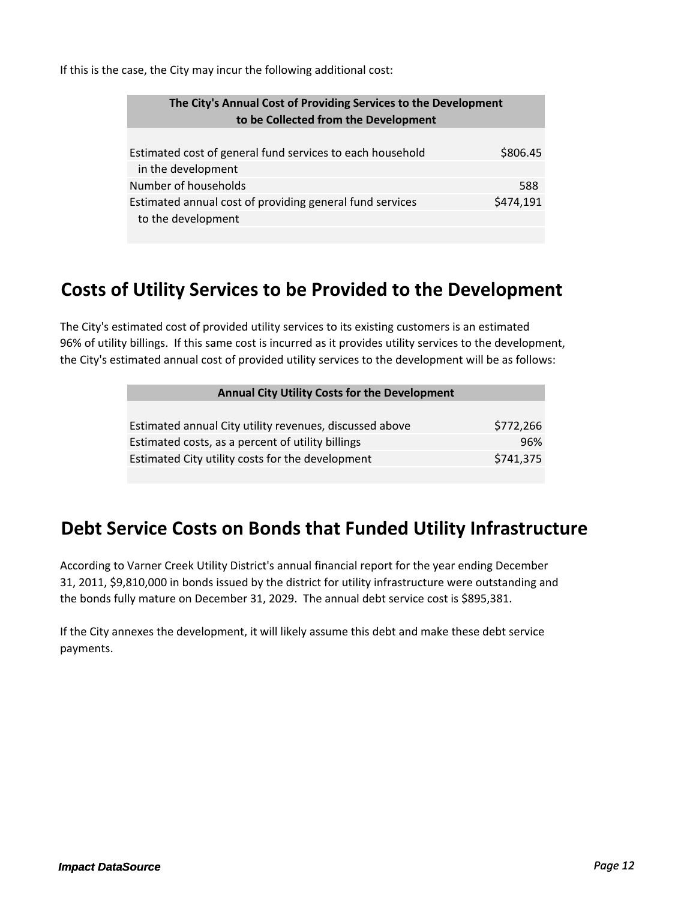If this is the case, the City may incur the following additional cost:

| The City's Annual Cost of Providing Services to the Development to be Collected from the Development | |
|---|---|
| Estimated cost of general fund services to each household in the development | $806.45 |
| Number of households | 588 |
| Estimated annual cost of providing general fund services to the development | $474,191 |

## Costs of Utility Services to be Provided to the Development

The City's estimated cost of provided utility services to its existing customers is an estimated 96% of utility billings. If this same cost is incurred as it provides utility services to the development, the City's estimated annual cost of provided utility services to the development will be as follows:

| Annual City Utility Costs for the Development | |
|---|---|
| Estimated annual City utility revenues, discussed above | $772,266 |
| Estimated costs, as a percent of utility billings | 96% |
| Estimated City utility costs for the development | $741,375 |

## Debt Service Costs on Bonds that Funded Utility Infrastructure

According to Varner Creek Utility District's annual financial report for the year ending December 31, 2011, $9,810,000 in bonds issued by the district for utility infrastructure were outstanding and the bonds fully mature on December 31, 2029. The annual debt service cost is $895,381.

If the City annexes the development, it will likely assume this debt and make these debt service payments.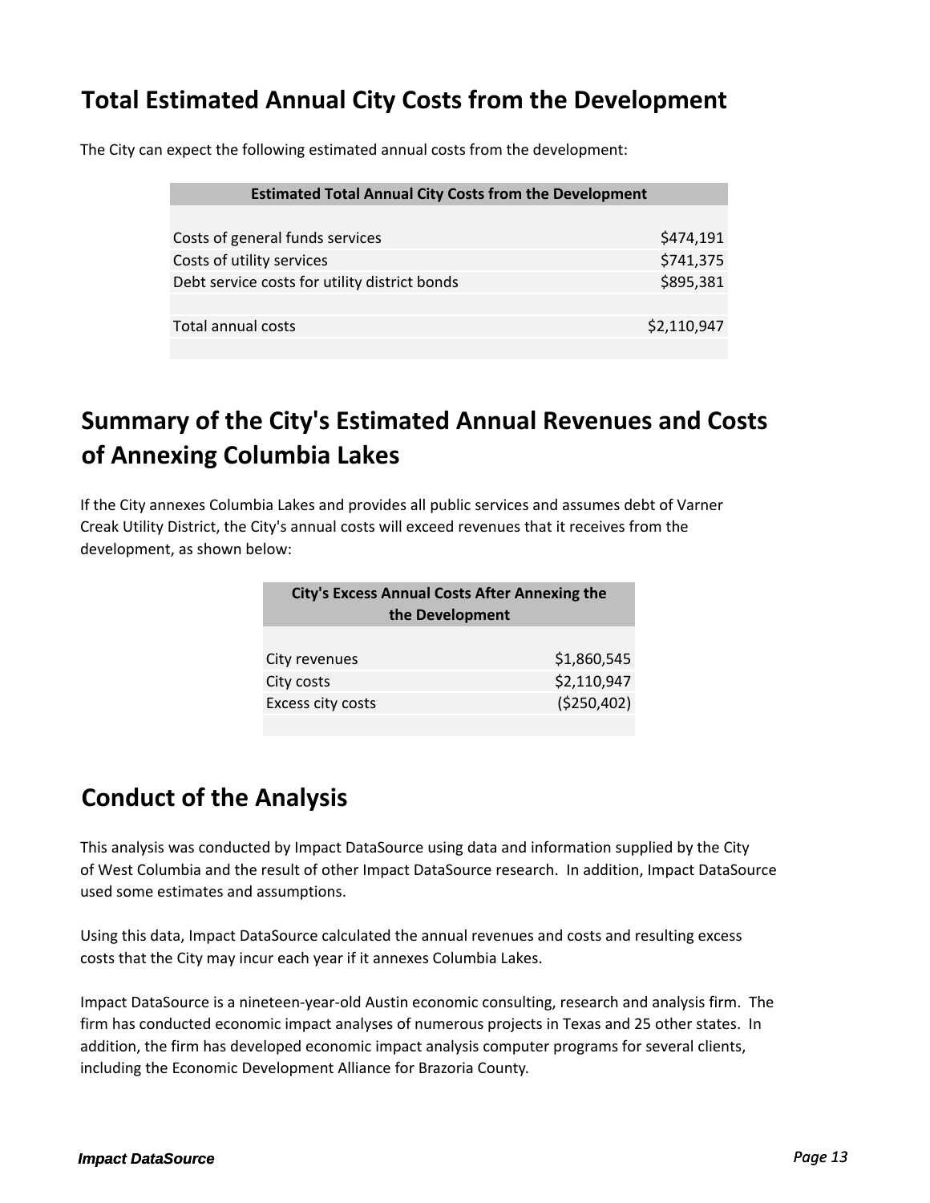## Total Estimated Annual City Costs from the Development

The City can expect the following estimated annual costs from the development:

| Estimated Total Annual City Costs from the Development | |
|---|---|
| Costs of general funds services | $474,191 |
| Costs of utility services | $741,375 |
| Debt service costs for utility district bonds | $895,381 |
| Total annual costs | $2,110,947 |

## Summary of the City's Estimated Annual Revenues and Costs of Annexing Columbia Lakes

If the City annexes Columbia Lakes and provides all public services and assumes debt of Varner Creek Utility District, the City's annual costs will exceed revenues that it receives from the development, as shown below:

| City's Excess Annual Costs After Annexing the the Development | |
|---|---|
| City revenues | $1,860,545 |
| City costs | $2,110,947 |
| Excess city costs | ($250,402) |

## Conduct of the Analysis

This analysis was conducted by Impact DataSource using data and information supplied by the City of West Columbia and the result of other Impact DataSource research. In addition, Impact DataSource used some estimates and assumptions.

Using this data, Impact DataSource calculated the annual revenues and costs and resulting excess costs that the City may incur each year if it annexes Columbia Lakes.

Impact DataSource is a nineteen-year-old Austin economic consulting, research and analysis firm. The firm has conducted economic impact analyses of numerous projects in Texas and 25 other states. In addition, the firm has developed economic impact analysis computer programs for several clients, including the Economic Development Alliance for Brazoria County.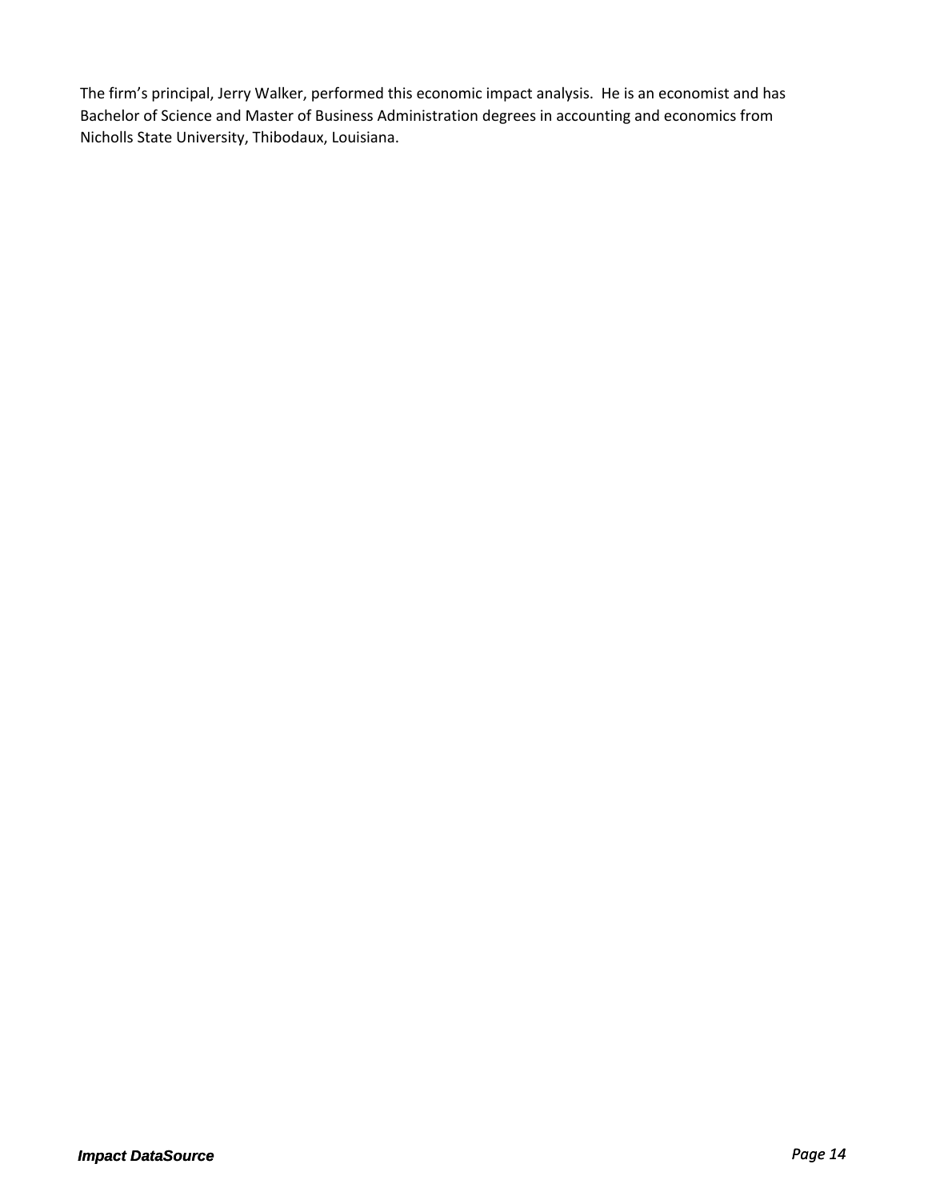The firm's principal, Jerry Walker, performed this economic impact analysis. He is an economist and has Bachelor of Science and Master of Business Administration degrees in accounting and economics from Nicholls State University, Thibodaux, Louisiana.